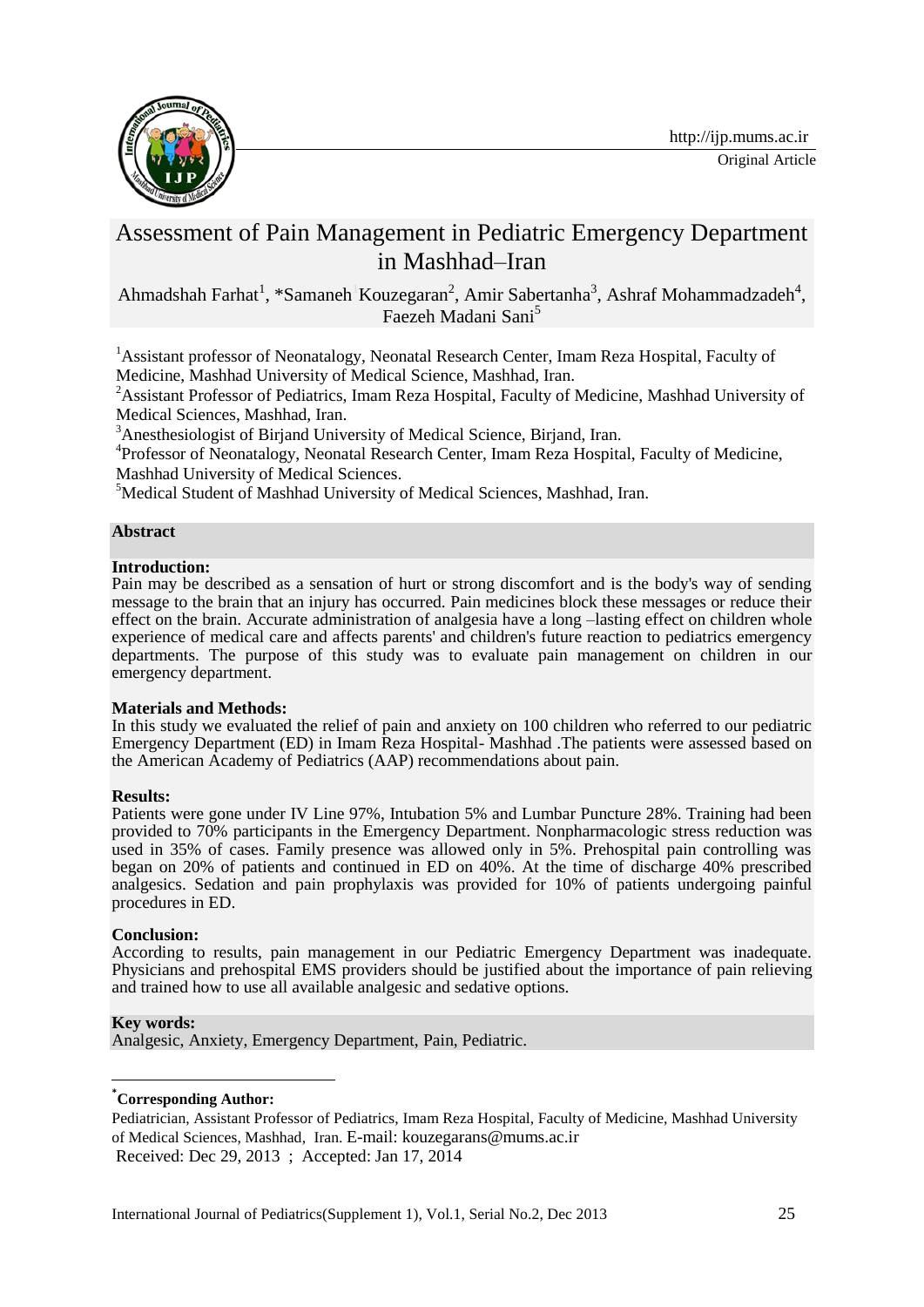Original Article

# Assessment of Pain Management in Pediatric Emergency Department in Mashhad–Iran

Ahmadshah Farhat[1], *Samaneh Kouzegaran[2], Amir Sabertanha[3], Ashraf Mohammadzadeh[4], Faezeh Madani Sani[5]

[1]Assistant professor of Neonatalogy, Neonatal Research Center, Imam Reza Hospital, Faculty of Medicine, Mashhad University of Medical Science, Mashhad, Iran.

[2]Assistant Professor of Pediatrics, Imam Reza Hospital, Faculty of Medicine, Mashhad University of Medical Sciences, Mashhad, Iran.

[3]Anesthesiologist of Birjand University of Medical Science, Birjand, Iran.

[4]Professor of Neonatalogy, Neonatal Research Center, Imam Reza Hospital, Faculty of Medicine, Mashhad University of Medical Sciences.

[5]Medical Student of Mashhad University of Medical Sciences, Mashhad, Iran.

## Abstract

**Introduction:**
Pain may be described as a sensation of hurt or strong discomfort and is the body's way of sending message to the brain that an injury has occurred. Pain medicines block these messages or reduce their effect on the brain. Accurate administration of analgesia have a long –lasting effect on children whole experience of medical care and affects parents' and children's future reaction to pediatrics emergency departments. The purpose of this study was to evaluate pain management on children in our emergency department.

**Materials and Methods:**
In this study we evaluated the relief of pain and anxiety on 100 children who referred to our pediatric Emergency Department (ED) in Imam Reza Hospital- Mashhad .The patients were assessed based on the American Academy of Pediatrics (AAP) recommendations about pain.

**Results:**
Patients were gone under IV Line 97%, Intubation 5% and Lumbar Puncture 28%. Training had been provided to 70% participants in the Emergency Department. Nonpharmacologic stress reduction was used in 35% of cases. Family presence was allowed only in 5%. Prehospital pain controlling was began on 20% of patients and continued in ED on 40%. At the time of discharge 40% prescribed analgesics. Sedation and pain prophylaxis was provided for 10% of patients undergoing painful procedures in ED.

**Conclusion:**
According to results, pain management in our Pediatric Emergency Department was inadequate. Physicians and prehospital EMS providers should be justified about the importance of pain relieving and trained how to use all available analgesic and sedative options.

**Key words:**
Analgesic, Anxiety, Emergency Department, Pain, Pediatric.

---

***Corresponding Author:**

Pediatrician, Assistant Professor of Pediatrics, Imam Reza Hospital, Faculty of Medicine, Mashhad University of Medical Sciences, Mashhad, Iran. E-mail: kouzegarans@mums.ac.ir

Received: Dec 29, 2013 ; Accepted: Jan 17, 2014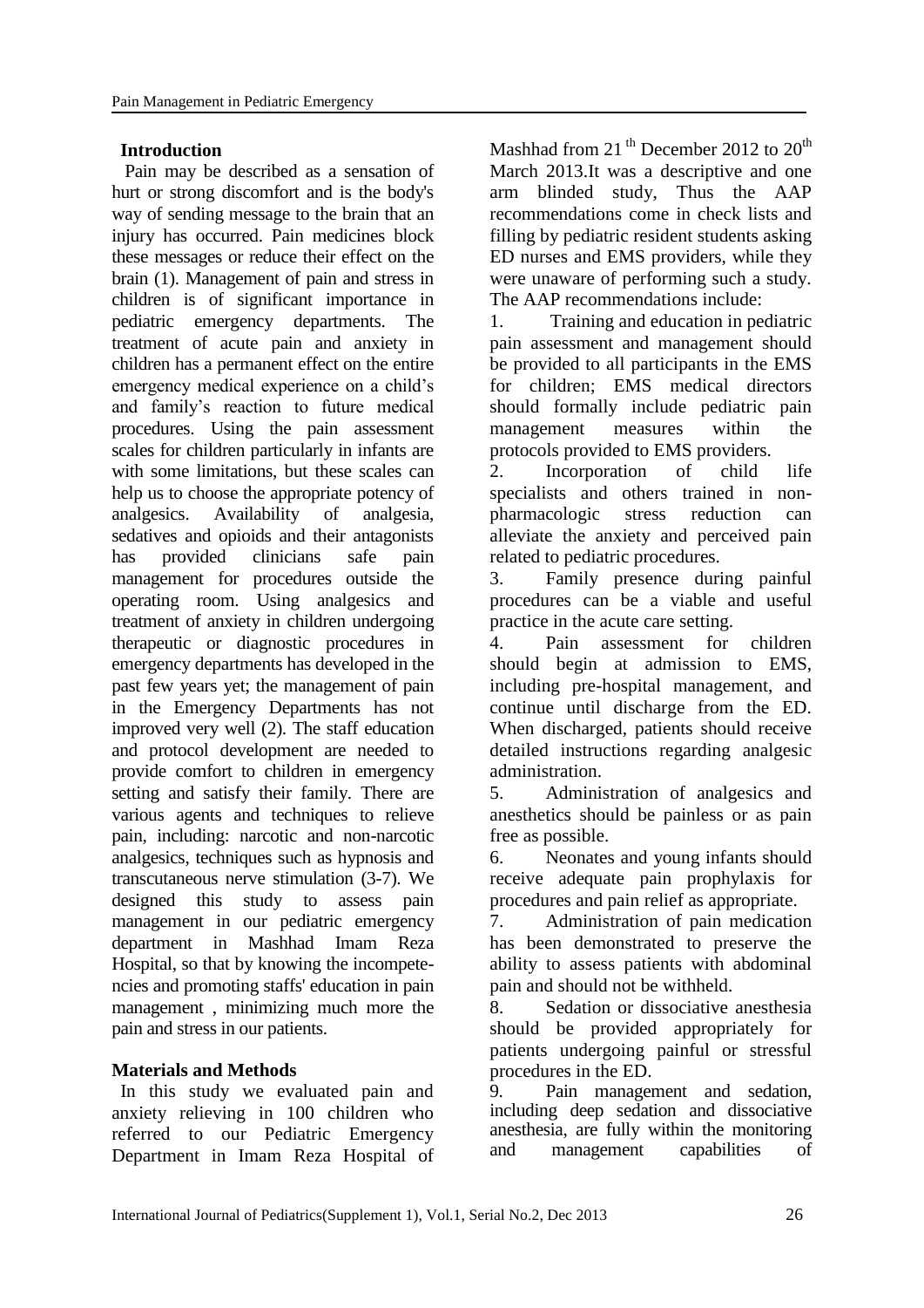## Introduction

Pain may be described as a sensation of hurt or strong discomfort and is the body's way of sending message to the brain that an injury has occurred. Pain medicines block these messages or reduce their effect on the brain (1). Management of pain and stress in children is of significant importance in pediatric emergency departments. The treatment of acute pain and anxiety in children has a permanent effect on the entire emergency medical experience on a child's and family's reaction to future medical procedures. Using the pain assessment scales for children particularly in infants are with some limitations, but these scales can help us to choose the appropriate potency of analgesics. Availability of analgesia, sedatives and opioids and their antagonists has provided clinicians safe pain management for procedures outside the operating room. Using analgesics and treatment of anxiety in children undergoing therapeutic or diagnostic procedures in emergency departments has developed in the past few years yet; the management of pain in the Emergency Departments has not improved very well (2). The staff education and protocol development are needed to provide comfort to children in emergency setting and satisfy their family. There are various agents and techniques to relieve pain, including: narcotic and non-narcotic analgesics, techniques such as hypnosis and transcutaneous nerve stimulation (3-7). We designed this study to assess pain management in our pediatric emergency department in Mashhad Imam Reza Hospital, so that by knowing the incompetencies and promoting staffs' education in pain management , minimizing much more the pain and stress in our patients.

## Materials and Methods

In this study we evaluated pain and anxiety relieving in 100 children who referred to our Pediatric Emergency Department in Imam Reza Hospital of Mashhad from 21[th] December 2012 to 20[th] March 2013.It was a descriptive and one arm blinded study, Thus the AAP recommendations come in check lists and filling by pediatric resident students asking ED nurses and EMS providers, while they were unaware of performing such a study. The AAP recommendations include:

1. Training and education in pediatric pain assessment and management should be provided to all participants in the EMS for children; EMS medical directors should formally include pediatric pain management measures within the protocols provided to EMS providers.
2. Incorporation of child life specialists and others trained in non-pharmacologic stress reduction can alleviate the anxiety and perceived pain related to pediatric procedures.
3. Family presence during painful procedures can be a viable and useful practice in the acute care setting.
4. Pain assessment for children should begin at admission to EMS, including pre-hospital management, and continue until discharge from the ED. When discharged, patients should receive detailed instructions regarding analgesic administration.
5. Administration of analgesics and anesthetics should be painless or as pain free as possible.
6. Neonates and young infants should receive adequate pain prophylaxis for procedures and pain relief as appropriate.
7. Administration of pain medication has been demonstrated to preserve the ability to assess patients with abdominal pain and should not be withheld.
8. Sedation or dissociative anesthesia should be provided appropriately for patients undergoing painful or stressful procedures in the ED.
9. Pain management and sedation, including deep sedation and dissociative anesthesia, are fully within the monitoring and management capabilities of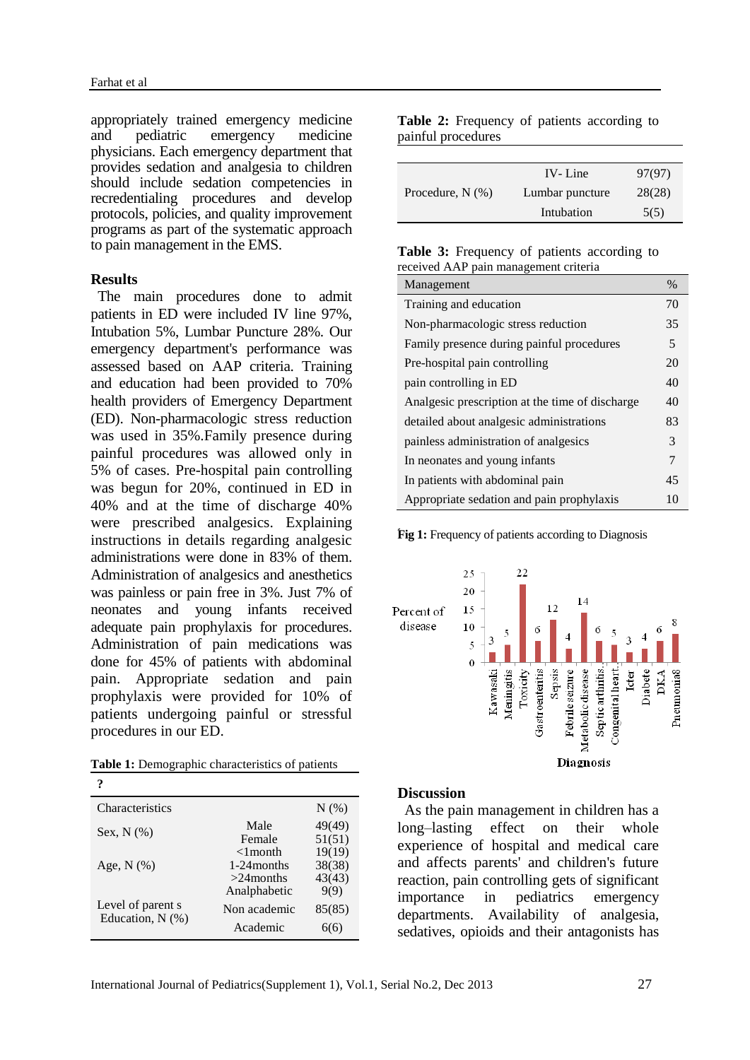appropriately trained emergency medicine and pediatric emergency medicine physicians. Each emergency department that provides sedation and analgesia to children should include sedation competencies in recredentialing procedures and develop protocols, policies, and quality improvement programs as part of the systematic approach to pain management in the EMS.

## Results

The main procedures done to admit patients in ED were included IV line 97%, Intubation 5%, Lumbar Puncture 28%. Our emergency department's performance was assessed based on AAP criteria. Training and education had been provided to 70% health providers of Emergency Department (ED). Non-pharmacologic stress reduction was used in 35%.Family presence during painful procedures was allowed only in 5% of cases. Pre-hospital pain controlling was begun for 20%, continued in ED in 40% and at the time of discharge 40% were prescribed analgesics. Explaining instructions in details regarding analgesic administrations were done in 83% of them. Administration of analgesics and anesthetics was painless or pain free in 3%. Just 7% of neonates and young infants received adequate pain prophylaxis for procedures. Administration of pain medications was done for 45% of patients with abdominal pain. Appropriate sedation and pain prophylaxis were provided for 10% of patients undergoing painful or stressful procedures in our ED.

**Table 1:** Demographic characteristics of patients

?

| Characteristics | | N (%) |
|---|---|---|
| Sex, N (%) | Male | 49(49) |
| | Female | 51(51) |
| Age, N (%) | <1month | 19(19) |
| | 1-24months | 38(38) |
| | >24months | 43(43) |
| Level of parent s Education, N (%) | Analphabetic | 9(9) |
| | Non academic | 85(85) |
| | Academic | 6(6) |

**Table 2:** Frequency of patients according to painful procedures

| | | |
|---|---|---|
| Procedure, N (%) | IV- Line | 97(97) |
| | Lumbar puncture | 28(28) |
| | Intubation | 5(5) |

**Table 3:** Frequency of patients according to received AAP pain management criteria

| Management | % |
|---|---|
| Training and education | 70 |
| Non-pharmacologic stress reduction | 35 |
| Family presence during painful procedures | 5 |
| Pre-hospital pain controlling | 20 |
| pain controlling in ED | 40 |
| Analgesic prescription at the time of discharge | 40 |
| detailed about analgesic administrations | 83 |
| painless administration of analgesics | 3 |
| In neonates and young infants | 7 |
| In patients with abdominal pain | 45 |
| Appropriate sedation and pain prophylaxis | 10 |

**Fig 1:** Frequency of patients according to Diagnosis

## Discussion

As the pain management in children has a long–lasting effect on their whole experience of hospital and medical care and affects parents' and children's future reaction, pain controlling gets of significant importance in pediatrics emergency departments. Availability of analgesia, sedatives, opioids and their antagonists has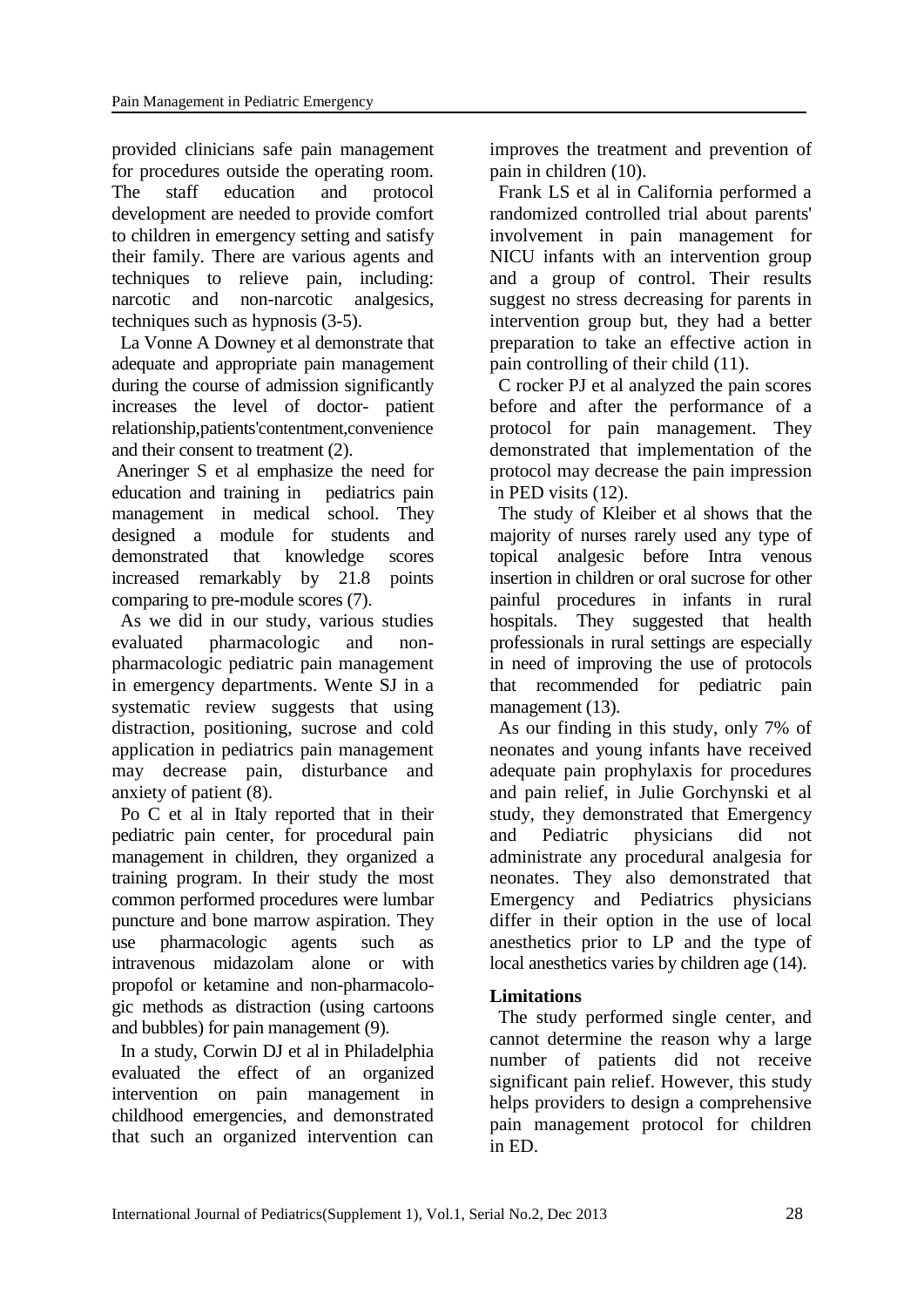provided clinicians safe pain management for procedures outside the operating room. The staff education and protocol development are needed to provide comfort to children in emergency setting and satisfy their family. There are various agents and techniques to relieve pain, including: narcotic and non-narcotic analgesics, techniques such as hypnosis (3-5).

La Vonne A Downey et al demonstrate that adequate and appropriate pain management during the course of admission significantly increases the level of doctor- patient relationship,patients'contentment,convenience and their consent to treatment (2).

Aneringer S et al emphasize the need for education and training in pediatrics pain management in medical school. They designed a module for students and demonstrated that knowledge scores increased remarkably by 21.8 points comparing to pre-module scores (7).

As we did in our study, various studies evaluated pharmacologic and non-pharmacologic pediatric pain management in emergency departments. Wente SJ in a systematic review suggests that using distraction, positioning, sucrose and cold application in pediatrics pain management may decrease pain, disturbance and anxiety of patient (8).

Po C et al in Italy reported that in their pediatric pain center, for procedural pain management in children, they organized a training program. In their study the most common performed procedures were lumbar puncture and bone marrow aspiration. They use pharmacologic agents such as intravenous midazolam alone or with propofol or ketamine and non-pharmacologic methods as distraction (using cartoons and bubbles) for pain management (9).

In a study, Corwin DJ et al in Philadelphia evaluated the effect of an organized intervention on pain management in childhood emergencies, and demonstrated that such an organized intervention can improves the treatment and prevention of pain in children (10).

Frank LS et al in California performed a randomized controlled trial about parents' involvement in pain management for NICU infants with an intervention group and a group of control. Their results suggest no stress decreasing for parents in intervention group but, they had a better preparation to take an effective action in pain controlling of their child (11).

C rocker PJ et al analyzed the pain scores before and after the performance of a protocol for pain management. They demonstrated that implementation of the protocol may decrease the pain impression in PED visits (12).

The study of Kleiber et al shows that the majority of nurses rarely used any type of topical analgesic before Intra venous insertion in children or oral sucrose for other painful procedures in infants in rural hospitals. They suggested that health professionals in rural settings are especially in need of improving the use of protocols that recommended for pediatric pain management (13).

As our finding in this study, only 7% of neonates and young infants have received adequate pain prophylaxis for procedures and pain relief, in Julie Gorchynski et al study, they demonstrated that Emergency and Pediatric physicians did not administrate any procedural analgesia for neonates. They also demonstrated that Emergency and Pediatrics physicians differ in their option in the use of local anesthetics prior to LP and the type of local anesthetics varies by children age (14).

### Limitations

The study performed single center, and cannot determine the reason why a large number of patients did not receive significant pain relief. However, this study helps providers to design a comprehensive pain management protocol for children in ED.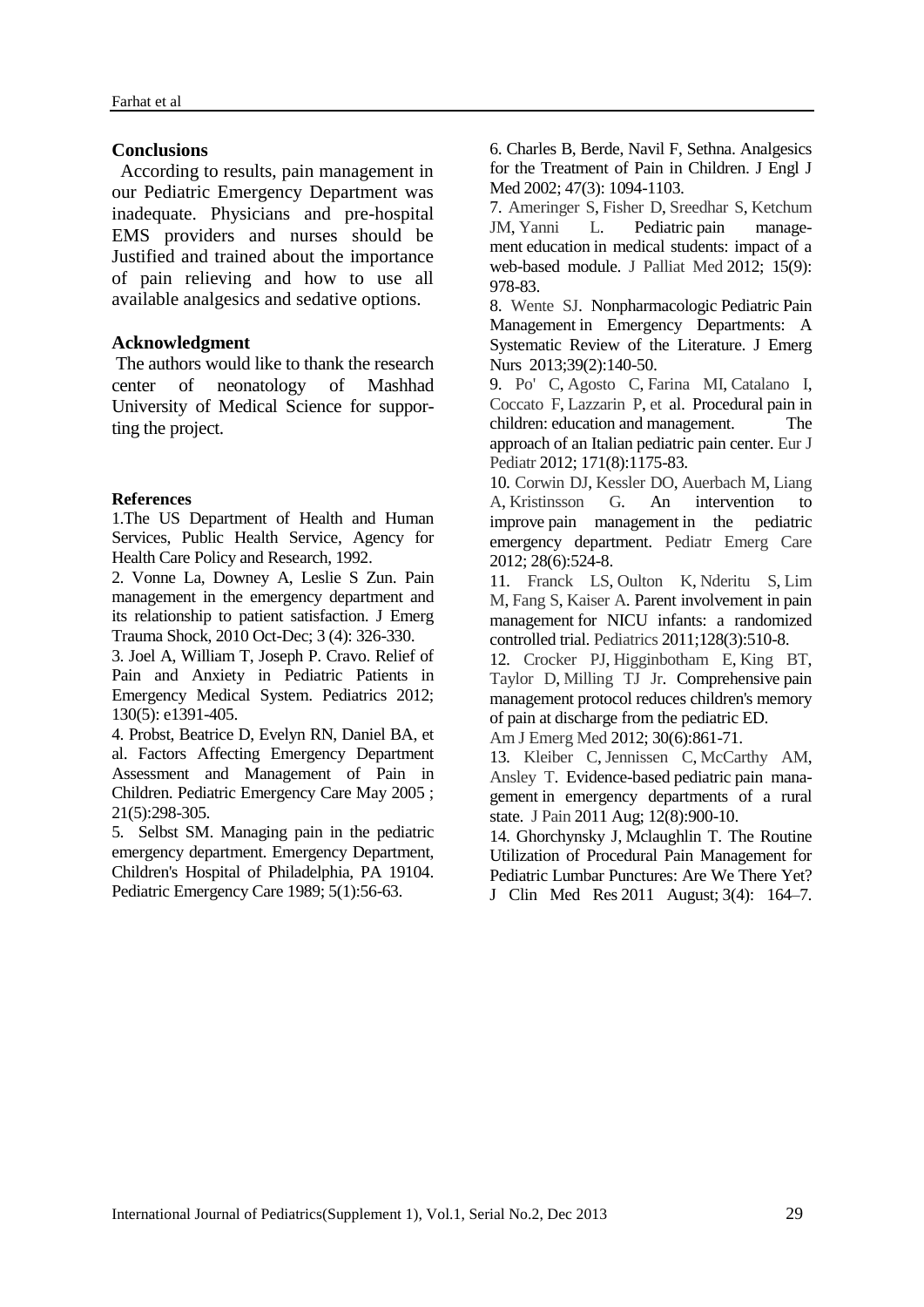## Conclusions

According to results, pain management in our Pediatric Emergency Department was inadequate. Physicians and pre-hospital EMS providers and nurses should be Justified and trained about the importance of pain relieving and how to use all available analgesics and sedative options.

## Acknowledgment

The authors would like to thank the research center of neonatology of Mashhad University of Medical Science for supporting the project.

## References

1.The US Department of Health and Human Services, Public Health Service, Agency for Health Care Policy and Research, 1992.

2. Vonne La, Downey A, Leslie S Zun. Pain management in the emergency department and its relationship to patient satisfaction. J Emerg Trauma Shock, 2010 Oct-Dec; 3 (4): 326-330.

3. Joel A, William T, Joseph P. Cravo. Relief of Pain and Anxiety in Pediatric Patients in Emergency Medical System. Pediatrics 2012; 130(5): e1391-405.

4. Probst, Beatrice D, Evelyn RN, Daniel BA, et al. Factors Affecting Emergency Department Assessment and Management of Pain in Children. Pediatric Emergency Care May 2005 ; 21(5):298-305.

5. Selbst SM. Managing pain in the pediatric emergency department. Emergency Department, Children's Hospital of Philadelphia, PA 19104. Pediatric Emergency Care 1989; 5(1):56-63.

6. Charles B, Berde, Navil F, Sethna. Analgesics for the Treatment of Pain in Children. J Engl J Med 2002; 47(3): 1094-1103.

7. Ameringer S, Fisher D, Sreedhar S, Ketchum JM, Yanni L. Pediatric pain management education in medical students: impact of a web-based module. J Palliat Med 2012; 15(9): 978-83.

8. Wente SJ. Nonpharmacologic Pediatric Pain Management in Emergency Departments: A Systematic Review of the Literature. J Emerg Nurs 2013;39(2):140-50.

9. Po' C, Agosto C, Farina MI, Catalano I, Coccato F, Lazzarin P, et al. Procedural pain in children: education and management. The approach of an Italian pediatric pain center. Eur J Pediatr 2012; 171(8):1175-83.

10. Corwin DJ, Kessler DO, Auerbach M, Liang A, Kristinsson G. An intervention to improve pain management in the pediatric emergency department. Pediatr Emerg Care 2012; 28(6):524-8.

11. Franck LS, Oulton K, Nderitu S, Lim M, Fang S, Kaiser A. Parent involvement in pain management for NICU infants: a randomized controlled trial. Pediatrics 2011;128(3):510-8.

12. Crocker PJ, Higginbotham E, King BT, Taylor D, Milling TJ Jr. Comprehensive pain management protocol reduces children's memory of pain at discharge from the pediatric ED. Am J Emerg Med 2012; 30(6):861-71.

13. Kleiber C, Jennissen C, McCarthy AM, Ansley T. Evidence-based pediatric pain management in emergency departments of a rural state. J Pain 2011 Aug; 12(8):900-10.

14. Ghorchynsky J, Mclaughlin T. The Routine Utilization of Procedural Pain Management for Pediatric Lumbar Punctures: Are We There Yet? J Clin Med Res 2011 August; 3(4): 164–7.